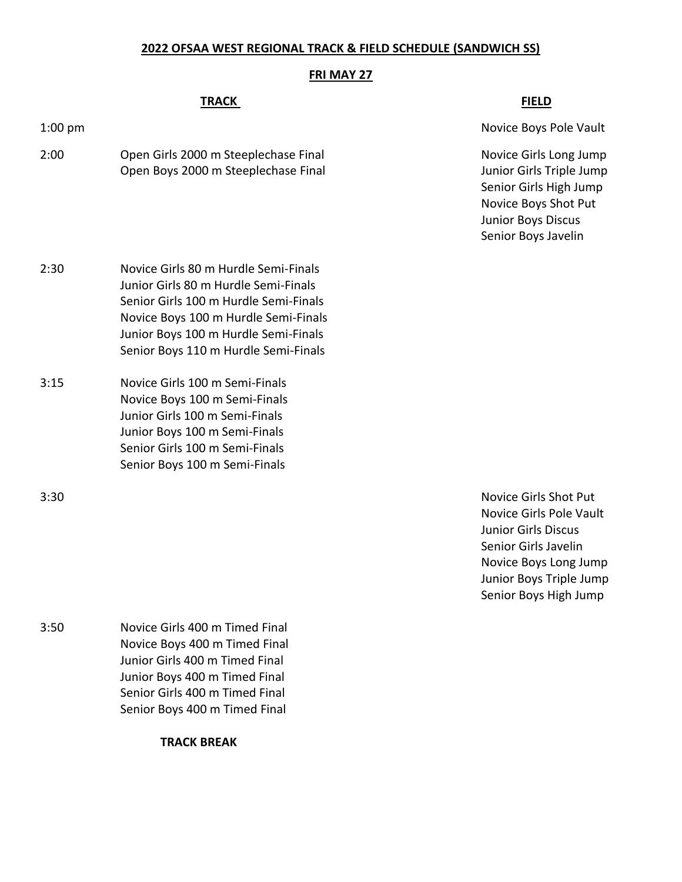## 2022 OFSAA WEST REGIONAL TRACK & FIELD SCHEDULE (SANDWICH SS)

### FRI MAY 27

| | TRACK | FIELD |
|---|---|---|
| 1:00 pm | | Novice Boys Pole Vault |
| 2:00 | Open Girls 2000 m Steeplechase Final<br>Open Boys 2000 m Steeplechase Final | Novice Girls Long Jump<br>Junior Girls Triple Jump<br>Senior Girls High Jump<br>Novice Boys Shot Put<br>Junior Boys Discus<br>Senior Boys Javelin |
| 2:30 | Novice Girls 80 m Hurdle Semi-Finals<br>Junior Girls 80 m Hurdle Semi-Finals<br>Senior Girls 100 m Hurdle Semi-Finals<br>Novice Boys 100 m Hurdle Semi-Finals<br>Junior Boys 100 m Hurdle Semi-Finals<br>Senior Boys 110 m Hurdle Semi-Finals | |
| 3:15 | Novice Girls 100 m Semi-Finals<br>Novice Boys 100 m Semi-Finals<br>Junior Girls 100 m Semi-Finals<br>Junior Boys 100 m Semi-Finals<br>Senior Girls 100 m Semi-Finals<br>Senior Boys 100 m Semi-Finals | |
| 3:30 | | Novice Girls Shot Put<br>Novice Girls Pole Vault<br>Junior Girls Discus<br>Senior Girls Javelin<br>Novice Boys Long Jump<br>Junior Boys Triple Jump<br>Senior Boys High Jump |
| 3:50 | Novice Girls 400 m Timed Final<br>Novice Boys 400 m Timed Final<br>Junior Girls 400 m Timed Final<br>Junior Boys 400 m Timed Final<br>Senior Girls 400 m Timed Final<br>Senior Boys 400 m Timed Final | |
| | **TRACK BREAK** | |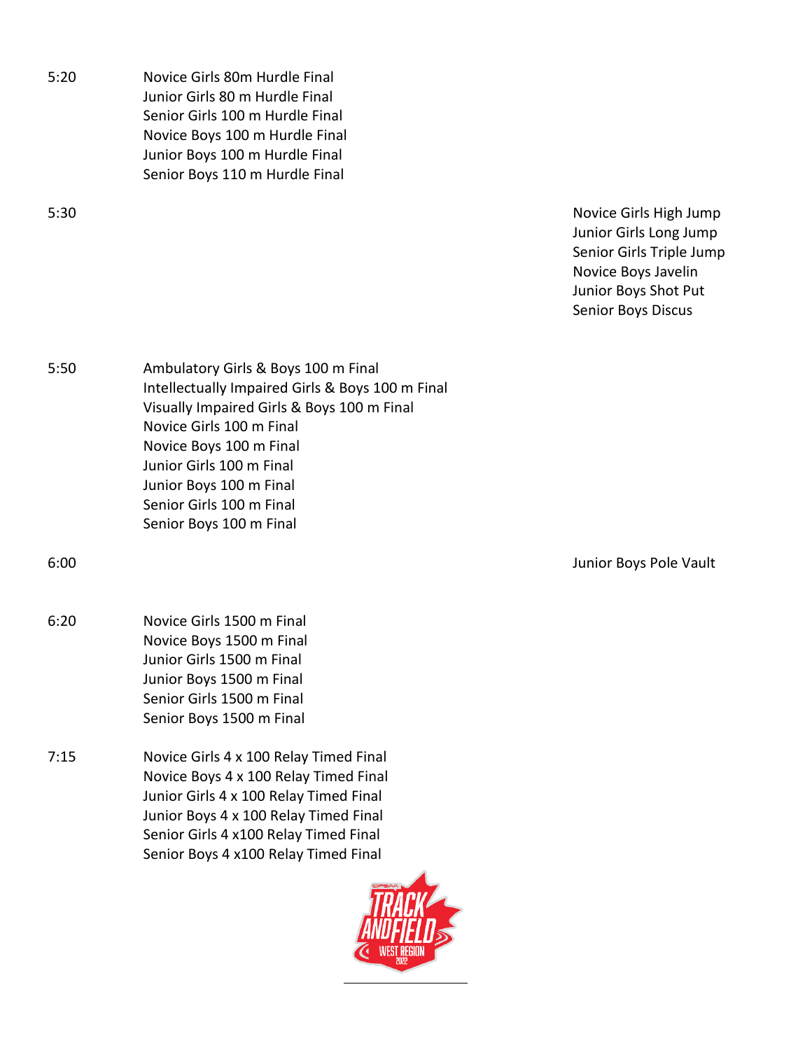| Time | Track Events | Field Events |
| --- | --- | --- |
| 5:20 | Novice Girls 80m Hurdle Final<br>Junior Girls 80 m Hurdle Final<br>Senior Girls 100 m Hurdle Final<br>Novice Boys 100 m Hurdle Final<br>Junior Boys 100 m Hurdle Final<br>Senior Boys 110 m Hurdle Final | |
| 5:30 | | Novice Girls High Jump<br>Junior Girls Long Jump<br>Senior Girls Triple Jump<br>Novice Boys Javelin<br>Junior Boys Shot Put<br>Senior Boys Discus |
| 5:50 | Ambulatory Girls & Boys 100 m Final<br>Intellectually Impaired Girls & Boys 100 m Final<br>Visually Impaired Girls & Boys 100 m Final<br>Novice Girls 100 m Final<br>Novice Boys 100 m Final<br>Junior Girls 100 m Final<br>Junior Boys 100 m Final<br>Senior Girls 100 m Final<br>Senior Boys 100 m Final | |
| 6:00 | | Junior Boys Pole Vault |
| 6:20 | Novice Girls 1500 m Final<br>Novice Boys 1500 m Final<br>Junior Girls 1500 m Final<br>Junior Boys 1500 m Final<br>Senior Girls 1500 m Final<br>Senior Boys 1500 m Final | |
| 7:15 | Novice Girls 4 x 100 Relay Timed Final<br>Novice Boys 4 x 100 Relay Timed Final<br>Junior Girls 4 x 100 Relay Timed Final<br>Junior Boys 4 x 100 Relay Timed Final<br>Senior Girls 4 x100 Relay Timed Final<br>Senior Boys 4 x100 Relay Timed Final | |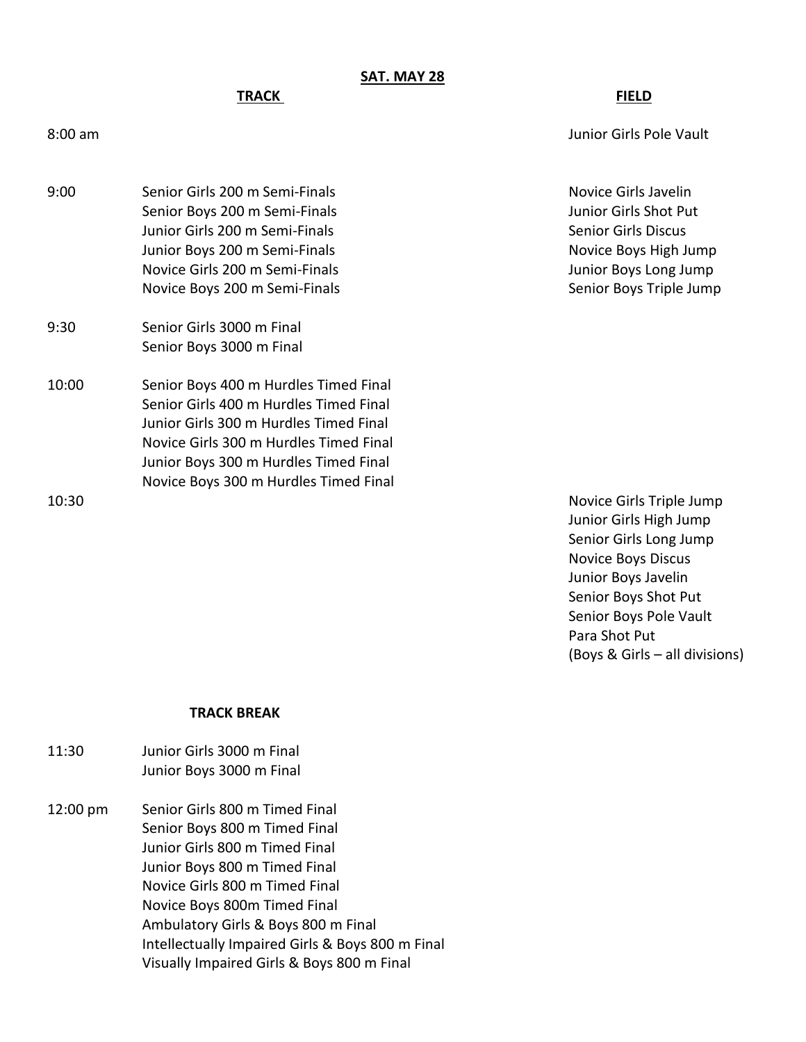## SAT. MAY 28

| | TRACK | FIELD |
|---|---|---|
| 8:00 am | | Junior Girls Pole Vault |
| 9:00 | Senior Girls 200 m Semi-Finals<br>Senior Boys 200 m Semi-Finals<br>Junior Girls 200 m Semi-Finals<br>Junior Boys 200 m Semi-Finals<br>Novice Girls 200 m Semi-Finals<br>Novice Boys 200 m Semi-Finals | Novice Girls Javelin<br>Junior Girls Shot Put<br>Senior Girls Discus<br>Novice Boys High Jump<br>Junior Boys Long Jump<br>Senior Boys Triple Jump |
| 9:30 | Senior Girls 3000 m Final<br>Senior Boys 3000 m Final | |
| 10:00 | Senior Boys 400 m Hurdles Timed Final<br>Senior Girls 400 m Hurdles Timed Final<br>Junior Girls 300 m Hurdles Timed Final<br>Novice Girls 300 m Hurdles Timed Final<br>Junior Boys 300 m Hurdles Timed Final<br>Novice Boys 300 m Hurdles Timed Final | |
| 10:30 | | Novice Girls Triple Jump<br>Junior Girls High Jump<br>Senior Girls Long Jump<br>Novice Boys Discus<br>Junior Boys Javelin<br>Senior Boys Shot Put<br>Senior Boys Pole Vault<br>Para Shot Put<br>(Boys & Girls – all divisions) |
| | **TRACK BREAK** | |
| 11:30 | Junior Girls 3000 m Final<br>Junior Boys 3000 m Final | |
| 12:00 pm | Senior Girls 800 m Timed Final<br>Senior Boys 800 m Timed Final<br>Junior Girls 800 m Timed Final<br>Junior Boys 800 m Timed Final<br>Novice Girls 800 m Timed Final<br>Novice Boys 800m Timed Final<br>Ambulatory Girls & Boys 800 m Final<br>Intellectually Impaired Girls & Boys 800 m Final<br>Visually Impaired Girls & Boys 800 m Final | |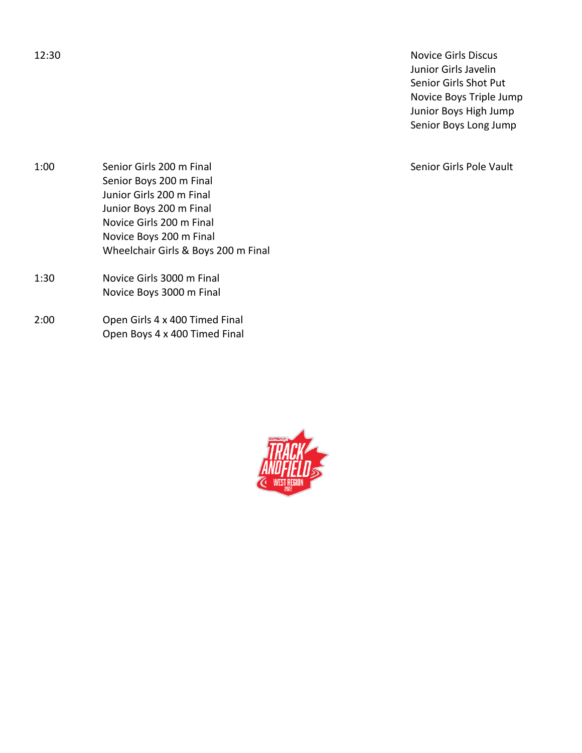| | | |
|---|---|---|
| 12:30 | | Novice Girls Discus<br>Junior Girls Javelin<br>Senior Girls Shot Put<br>Novice Boys Triple Jump<br>Junior Boys High Jump<br>Senior Boys Long Jump |
| 1:00 | Senior Girls 200 m Final<br>Senior Boys 200 m Final<br>Junior Girls 200 m Final<br>Junior Boys 200 m Final<br>Novice Girls 200 m Final<br>Novice Boys 200 m Final<br>Wheelchair Girls & Boys 200 m Final | Senior Girls Pole Vault |
| 1:30 | Novice Girls 3000 m Final<br>Novice Boys 3000 m Final | |
| 2:00 | Open Girls 4 x 400 Timed Final<br>Open Boys 4 x 400 Timed Final | |